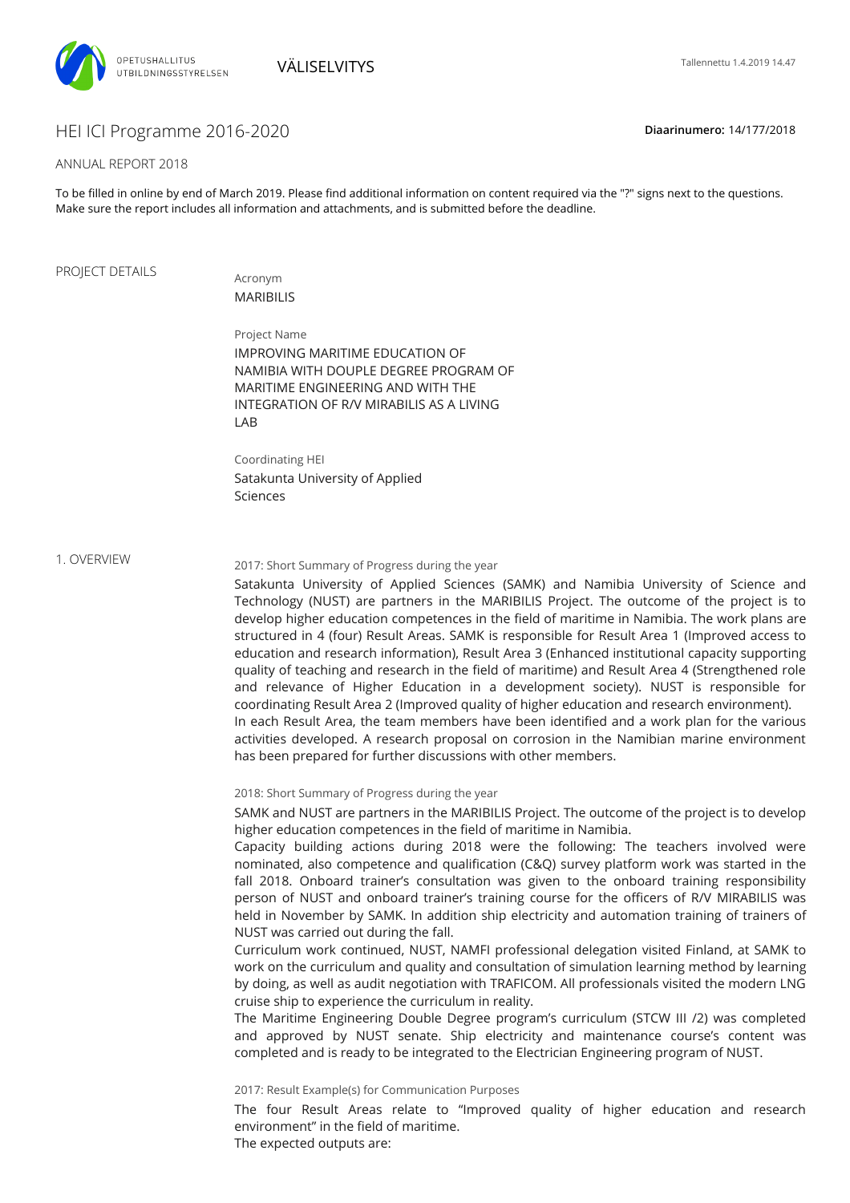OPETUSHALLITUS
UTBILDNINGSSTYRELSEN

VÄLISELVITYS

Tallennettu 1.4.2019 14.47

# HEI ICI Programme 2016-2020

**Diaarinumero:** 14/177/2018

ANNUAL REPORT 2018

To be filled in online by end of March 2019. Please find additional information on content required via the "?" signs next to the questions. Make sure the report includes all information and attachments, and is submitted before the deadline.

## PROJECT DETAILS

Acronym
MARIBILIS

Project Name
IMPROVING MARITIME EDUCATION OF NAMIBIA WITH DOUPLE DEGREE PROGRAM OF MARITIME ENGINEERING AND WITH THE INTEGRATION OF R/V MIRABILIS AS A LIVING LAB

Coordinating HEI
Satakunta University of Applied Sciences

## 1. OVERVIEW

2017: Short Summary of Progress during the year

Satakunta University of Applied Sciences (SAMK) and Namibia University of Science and Technology (NUST) are partners in the MARIBILIS Project. The outcome of the project is to develop higher education competences in the field of maritime in Namibia. The work plans are structured in 4 (four) Result Areas. SAMK is responsible for Result Area 1 (Improved access to education and research information), Result Area 3 (Enhanced institutional capacity supporting quality of teaching and research in the field of maritime) and Result Area 4 (Strengthened role and relevance of Higher Education in a development society). NUST is responsible for coordinating Result Area 2 (Improved quality of higher education and research environment).
In each Result Area, the team members have been identified and a work plan for the various activities developed. A research proposal on corrosion in the Namibian marine environment has been prepared for further discussions with other members.

2018: Short Summary of Progress during the year

SAMK and NUST are partners in the MARIBILIS Project. The outcome of the project is to develop higher education competences in the field of maritime in Namibia.
Capacity building actions during 2018 were the following: The teachers involved were nominated, also competence and qualification (C&Q) survey platform work was started in the fall 2018. Onboard trainer's consultation was given to the onboard training responsibility person of NUST and onboard trainer's training course for the officers of R/V MIRABILIS was held in November by SAMK. In addition ship electricity and automation training of trainers of NUST was carried out during the fall.
Curriculum work continued, NUST, NAMFI professional delegation visited Finland, at SAMK to work on the curriculum and quality and consultation of simulation learning method by learning by doing, as well as audit negotiation with TRAFICOM. All professionals visited the modern LNG cruise ship to experience the curriculum in reality.
The Maritime Engineering Double Degree program's curriculum (STCW III /2) was completed and approved by NUST senate. Ship electricity and maintenance course's content was completed and is ready to be integrated to the Electrician Engineering program of NUST.

2017: Result Example(s) for Communication Purposes

The four Result Areas relate to "Improved quality of higher education and research environment" in the field of maritime.
The expected outputs are: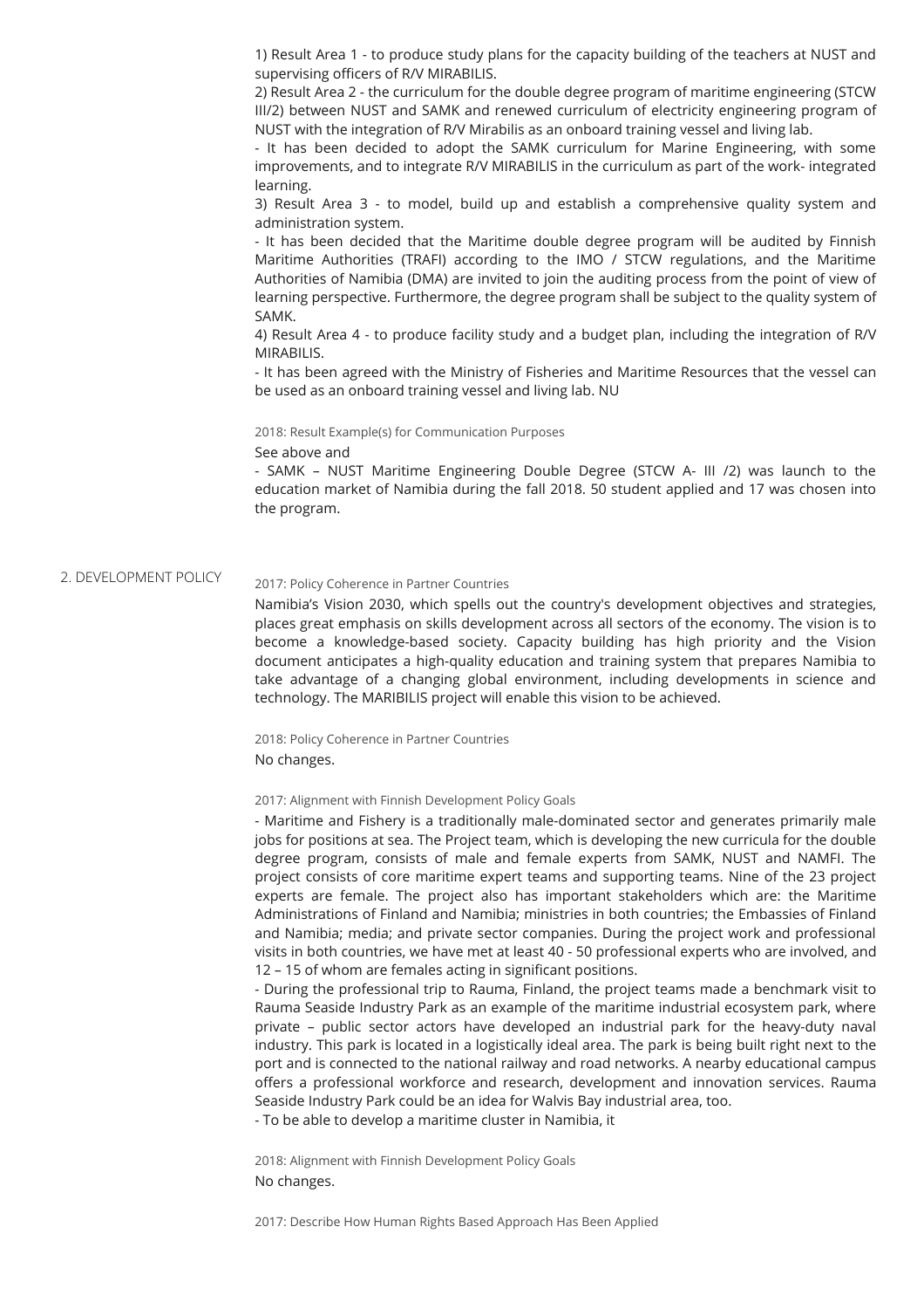1) Result Area 1 - to produce study plans for the capacity building of the teachers at NUST and supervising officers of R/V MIRABILIS.

2) Result Area 2 - the curriculum for the double degree program of maritime engineering (STCW III/2) between NUST and SAMK and renewed curriculum of electricity engineering program of NUST with the integration of R/V Mirabilis as an onboard training vessel and living lab.

- It has been decided to adopt the SAMK curriculum for Marine Engineering, with some improvements, and to integrate R/V MIRABILIS in the curriculum as part of the work- integrated learning.

3) Result Area 3 - to model, build up and establish a comprehensive quality system and administration system.

- It has been decided that the Maritime double degree program will be audited by Finnish Maritime Authorities (TRAFI) according to the IMO / STCW regulations, and the Maritime Authorities of Namibia (DMA) are invited to join the auditing process from the point of view of learning perspective. Furthermore, the degree program shall be subject to the quality system of SAMK.

4) Result Area 4 - to produce facility study and a budget plan, including the integration of R/V MIRABILIS.

- It has been agreed with the Ministry of Fisheries and Maritime Resources that the vessel can be used as an onboard training vessel and living lab. NU

2018: Result Example(s) for Communication Purposes

See above and

- SAMK – NUST Maritime Engineering Double Degree (STCW A- III /2) was launch to the education market of Namibia during the fall 2018. 50 student applied and 17 was chosen into the program.

## 2. DEVELOPMENT POLICY

2017: Policy Coherence in Partner Countries

Namibia's Vision 2030, which spells out the country's development objectives and strategies, places great emphasis on skills development across all sectors of the economy. The vision is to become a knowledge-based society. Capacity building has high priority and the Vision document anticipates a high-quality education and training system that prepares Namibia to take advantage of a changing global environment, including developments in science and technology. The MARIBILIS project will enable this vision to be achieved.

2018: Policy Coherence in Partner Countries

No changes.

2017: Alignment with Finnish Development Policy Goals

- Maritime and Fishery is a traditionally male-dominated sector and generates primarily male jobs for positions at sea. The Project team, which is developing the new curricula for the double degree program, consists of male and female experts from SAMK, NUST and NAMFI. The project consists of core maritime expert teams and supporting teams. Nine of the 23 project experts are female. The project also has important stakeholders which are: the Maritime Administrations of Finland and Namibia; ministries in both countries; the Embassies of Finland and Namibia; media; and private sector companies. During the project work and professional visits in both countries, we have met at least 40 - 50 professional experts who are involved, and 12 – 15 of whom are females acting in significant positions.

- During the professional trip to Rauma, Finland, the project teams made a benchmark visit to Rauma Seaside Industry Park as an example of the maritime industrial ecosystem park, where private – public sector actors have developed an industrial park for the heavy-duty naval industry. This park is located in a logistically ideal area. The park is being built right next to the port and is connected to the national railway and road networks. A nearby educational campus offers a professional workforce and research, development and innovation services. Rauma Seaside Industry Park could be an idea for Walvis Bay industrial area, too.

- To be able to develop a maritime cluster in Namibia, it

2018: Alignment with Finnish Development Policy Goals

No changes.

2017: Describe How Human Rights Based Approach Has Been Applied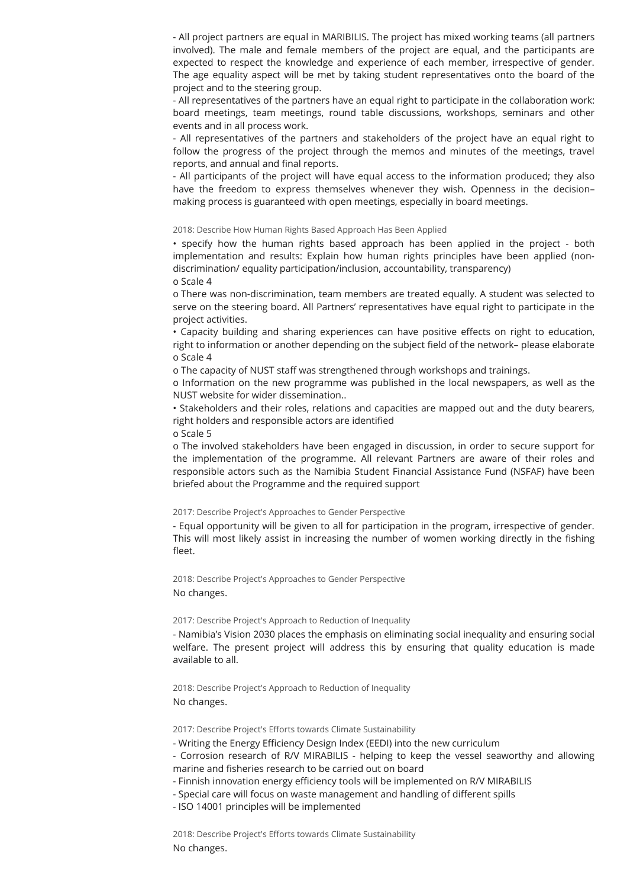- All project partners are equal in MARIBILIS. The project has mixed working teams (all partners involved). The male and female members of the project are equal, and the participants are expected to respect the knowledge and experience of each member, irrespective of gender. The age equality aspect will be met by taking student representatives onto the board of the project and to the steering group.

- All representatives of the partners have an equal right to participate in the collaboration work: board meetings, team meetings, round table discussions, workshops, seminars and other events and in all process work.

- All representatives of the partners and stakeholders of the project have an equal right to follow the progress of the project through the memos and minutes of the meetings, travel reports, and annual and final reports.

- All participants of the project will have equal access to the information produced; they also have the freedom to express themselves whenever they wish. Openness in the decision–making process is guaranteed with open meetings, especially in board meetings.

2018: Describe How Human Rights Based Approach Has Been Applied

• specify how the human rights based approach has been applied in the project - both implementation and results: Explain how human rights principles have been applied (non-discrimination/ equality participation/inclusion, accountability, transparency)

o Scale 4

o There was non-discrimination, team members are treated equally. A student was selected to serve on the steering board. All Partners' representatives have equal right to participate in the project activities.

• Capacity building and sharing experiences can have positive effects on right to education, right to information or another depending on the subject field of the network– please elaborate

o Scale 4

o The capacity of NUST staff was strengthened through workshops and trainings.

o Information on the new programme was published in the local newspapers, as well as the NUST website for wider dissemination..

• Stakeholders and their roles, relations and capacities are mapped out and the duty bearers, right holders and responsible actors are identified

o Scale 5

o The involved stakeholders have been engaged in discussion, in order to secure support for the implementation of the programme. All relevant Partners are aware of their roles and responsible actors such as the Namibia Student Financial Assistance Fund (NSFAF) have been briefed about the Programme and the required support

2017: Describe Project's Approaches to Gender Perspective

- Equal opportunity will be given to all for participation in the program, irrespective of gender. This will most likely assist in increasing the number of women working directly in the fishing fleet.

2018: Describe Project's Approaches to Gender Perspective

No changes.

2017: Describe Project's Approach to Reduction of Inequality

- Namibia's Vision 2030 places the emphasis on eliminating social inequality and ensuring social welfare. The present project will address this by ensuring that quality education is made available to all.

2018: Describe Project's Approach to Reduction of Inequality

No changes.

2017: Describe Project's Efforts towards Climate Sustainability

- Writing the Energy Efficiency Design Index (EEDI) into the new curriculum

- Corrosion research of R/V MIRABILIS - helping to keep the vessel seaworthy and allowing marine and fisheries research to be carried out on board

- Finnish innovation energy efficiency tools will be implemented on R/V MIRABILIS

- Special care will focus on waste management and handling of different spills

- ISO 14001 principles will be implemented

2018: Describe Project's Efforts towards Climate Sustainability

No changes.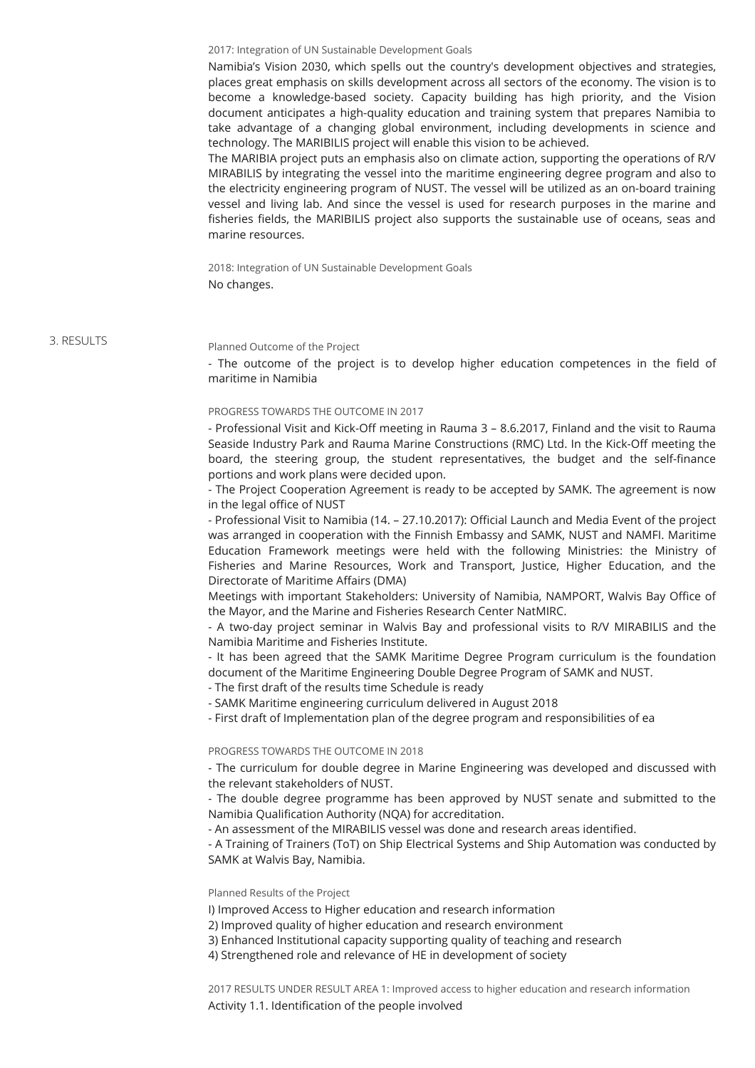2017: Integration of UN Sustainable Development Goals

Namibia's Vision 2030, which spells out the country's development objectives and strategies, places great emphasis on skills development across all sectors of the economy. The vision is to become a knowledge-based society. Capacity building has high priority, and the Vision document anticipates a high-quality education and training system that prepares Namibia to take advantage of a changing global environment, including developments in science and technology. The MARIBILIS project will enable this vision to be achieved.

The MARIBIA project puts an emphasis also on climate action, supporting the operations of R/V MIRABILIS by integrating the vessel into the maritime engineering degree program and also to the electricity engineering program of NUST. The vessel will be utilized as an on-board training vessel and living lab. And since the vessel is used for research purposes in the marine and fisheries fields, the MARIBILIS project also supports the sustainable use of oceans, seas and marine resources.

2018: Integration of UN Sustainable Development Goals

No changes.

## 3. RESULTS

Planned Outcome of the Project

- The outcome of the project is to develop higher education competences in the field of maritime in Namibia

PROGRESS TOWARDS THE OUTCOME IN 2017

- Professional Visit and Kick-Off meeting in Rauma 3 – 8.6.2017, Finland and the visit to Rauma Seaside Industry Park and Rauma Marine Constructions (RMC) Ltd. In the Kick-Off meeting the board, the steering group, the student representatives, the budget and the self-finance portions and work plans were decided upon.
- The Project Cooperation Agreement is ready to be accepted by SAMK. The agreement is now in the legal office of NUST
- Professional Visit to Namibia (14. – 27.10.2017): Official Launch and Media Event of the project was arranged in cooperation with the Finnish Embassy and SAMK, NUST and NAMFI. Maritime Education Framework meetings were held with the following Ministries: the Ministry of Fisheries and Marine Resources, Work and Transport, Justice, Higher Education, and the Directorate of Maritime Affairs (DMA)

Meetings with important Stakeholders: University of Namibia, NAMPORT, Walvis Bay Office of the Mayor, and the Marine and Fisheries Research Center NatMIRC.

- A two-day project seminar in Walvis Bay and professional visits to R/V MIRABILIS and the Namibia Maritime and Fisheries Institute.
- It has been agreed that the SAMK Maritime Degree Program curriculum is the foundation document of the Maritime Engineering Double Degree Program of SAMK and NUST.
- The first draft of the results time Schedule is ready
- SAMK Maritime engineering curriculum delivered in August 2018
- First draft of Implementation plan of the degree program and responsibilities of ea

PROGRESS TOWARDS THE OUTCOME IN 2018

- The curriculum for double degree in Marine Engineering was developed and discussed with the relevant stakeholders of NUST.
- The double degree programme has been approved by NUST senate and submitted to the Namibia Qualification Authority (NQA) for accreditation.
- An assessment of the MIRABILIS vessel was done and research areas identified.
- A Training of Trainers (ToT) on Ship Electrical Systems and Ship Automation was conducted by SAMK at Walvis Bay, Namibia.

Planned Results of the Project

l) Improved Access to Higher education and research information
2) Improved quality of higher education and research environment
3) Enhanced Institutional capacity supporting quality of teaching and research
4) Strengthened role and relevance of HE in development of society

2017 RESULTS UNDER RESULT AREA 1: Improved access to higher education and research information

Activity 1.1. Identification of the people involved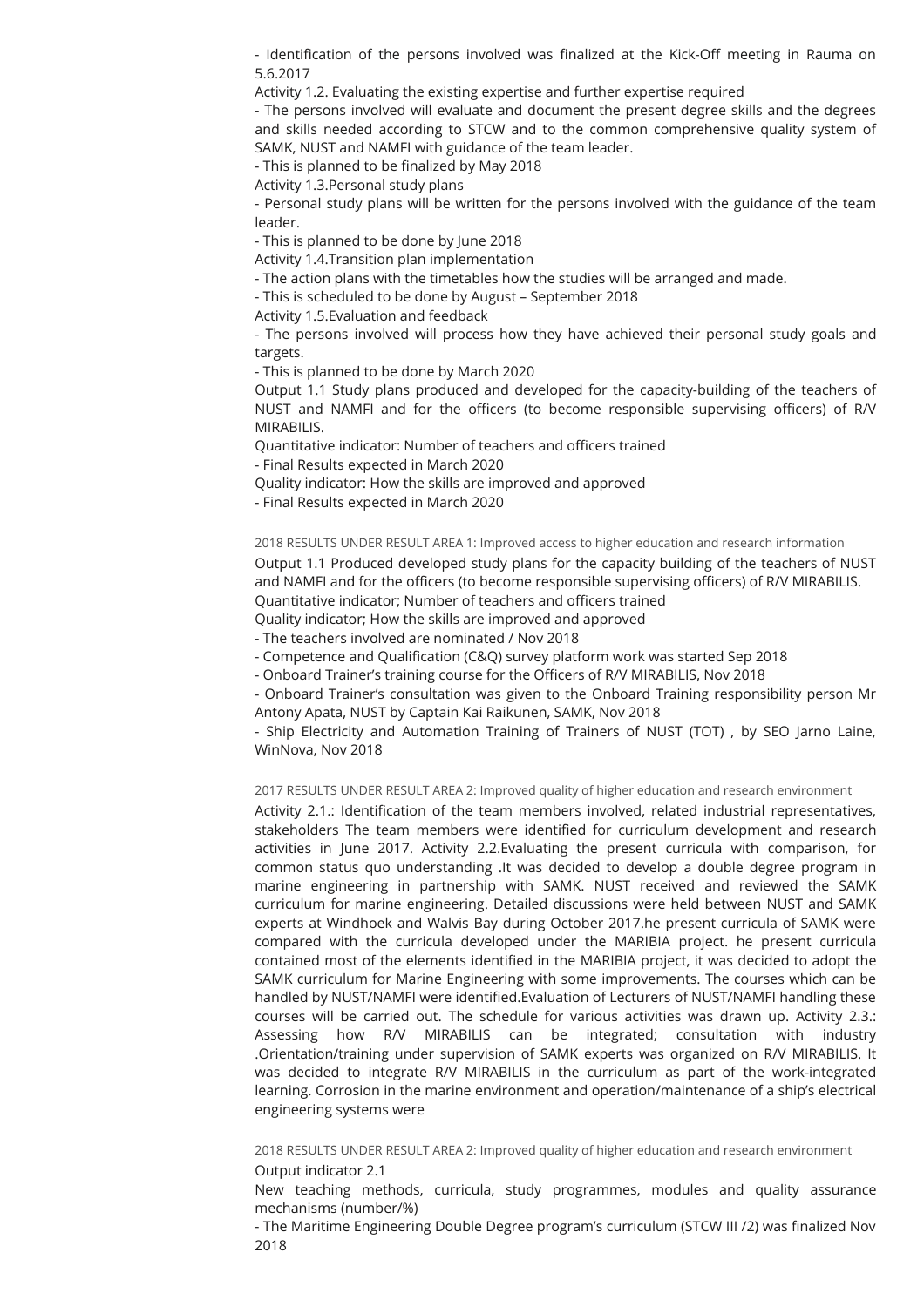- Identification of the persons involved was finalized at the Kick-Off meeting in Rauma on 5.6.2017

Activity 1.2. Evaluating the existing expertise and further expertise required

- The persons involved will evaluate and document the present degree skills and the degrees and skills needed according to STCW and to the common comprehensive quality system of SAMK, NUST and NAMFI with guidance of the team leader.
- This is planned to be finalized by May 2018

Activity 1.3.Personal study plans

- Personal study plans will be written for the persons involved with the guidance of the team leader.
- This is planned to be done by June 2018

Activity 1.4.Transition plan implementation

- The action plans with the timetables how the studies will be arranged and made.
- This is scheduled to be done by August – September 2018

Activity 1.5.Evaluation and feedback

- The persons involved will process how they have achieved their personal study goals and targets.
- This is planned to be done by March 2020

Output 1.1 Study plans produced and developed for the capacity-building of the teachers of NUST and NAMFI and for the officers (to become responsible supervising officers) of R/V MIRABILIS.

Quantitative indicator: Number of teachers and officers trained

- Final Results expected in March 2020

Quality indicator: How the skills are improved and approved

- Final Results expected in March 2020

2018 RESULTS UNDER RESULT AREA 1: Improved access to higher education and research information

Output 1.1 Produced developed study plans for the capacity building of the teachers of NUST and NAMFI and for the officers (to become responsible supervising officers) of R/V MIRABILIS.

Quantitative indicator; Number of teachers and officers trained

Quality indicator; How the skills are improved and approved

- The teachers involved are nominated / Nov 2018
- Competence and Qualification (C&Q) survey platform work was started Sep 2018
- Onboard Trainer's training course for the Officers of R/V MIRABILIS, Nov 2018
- Onboard Trainer's consultation was given to the Onboard Training responsibility person Mr Antony Apata, NUST by Captain Kai Raikunen, SAMK, Nov 2018
- Ship Electricity and Automation Training of Trainers of NUST (TOT) , by SEO Jarno Laine, WinNova, Nov 2018

2017 RESULTS UNDER RESULT AREA 2: Improved quality of higher education and research environment

Activity 2.1.: Identification of the team members involved, related industrial representatives, stakeholders The team members were identified for curriculum development and research activities in June 2017. Activity 2.2.Evaluating the present curricula with comparison, for common status quo understanding .It was decided to develop a double degree program in marine engineering in partnership with SAMK. NUST received and reviewed the SAMK curriculum for marine engineering. Detailed discussions were held between NUST and SAMK experts at Windhoek and Walvis Bay during October 2017.he present curricula of SAMK were compared with the curricula developed under the MARIBIA project. he present curricula contained most of the elements identified in the MARIBIA project, it was decided to adopt the SAMK curriculum for Marine Engineering with some improvements. The courses which can be handled by NUST/NAMFI were identified.Evaluation of Lecturers of NUST/NAMFI handling these courses will be carried out. The schedule for various activities was drawn up. Activity 2.3.: Assessing how R/V MIRABILIS can be integrated; consultation with industry .Orientation/training under supervision of SAMK experts was organized on R/V MIRABILIS. It was decided to integrate R/V MIRABILIS in the curriculum as part of the work-integrated learning. Corrosion in the marine environment and operation/maintenance of a ship's electrical engineering systems were

2018 RESULTS UNDER RESULT AREA 2: Improved quality of higher education and research environment

Output indicator 2.1

New teaching methods, curricula, study programmes, modules and quality assurance mechanisms (number/%)

- The Maritime Engineering Double Degree program's curriculum (STCW III /2) was finalized Nov 2018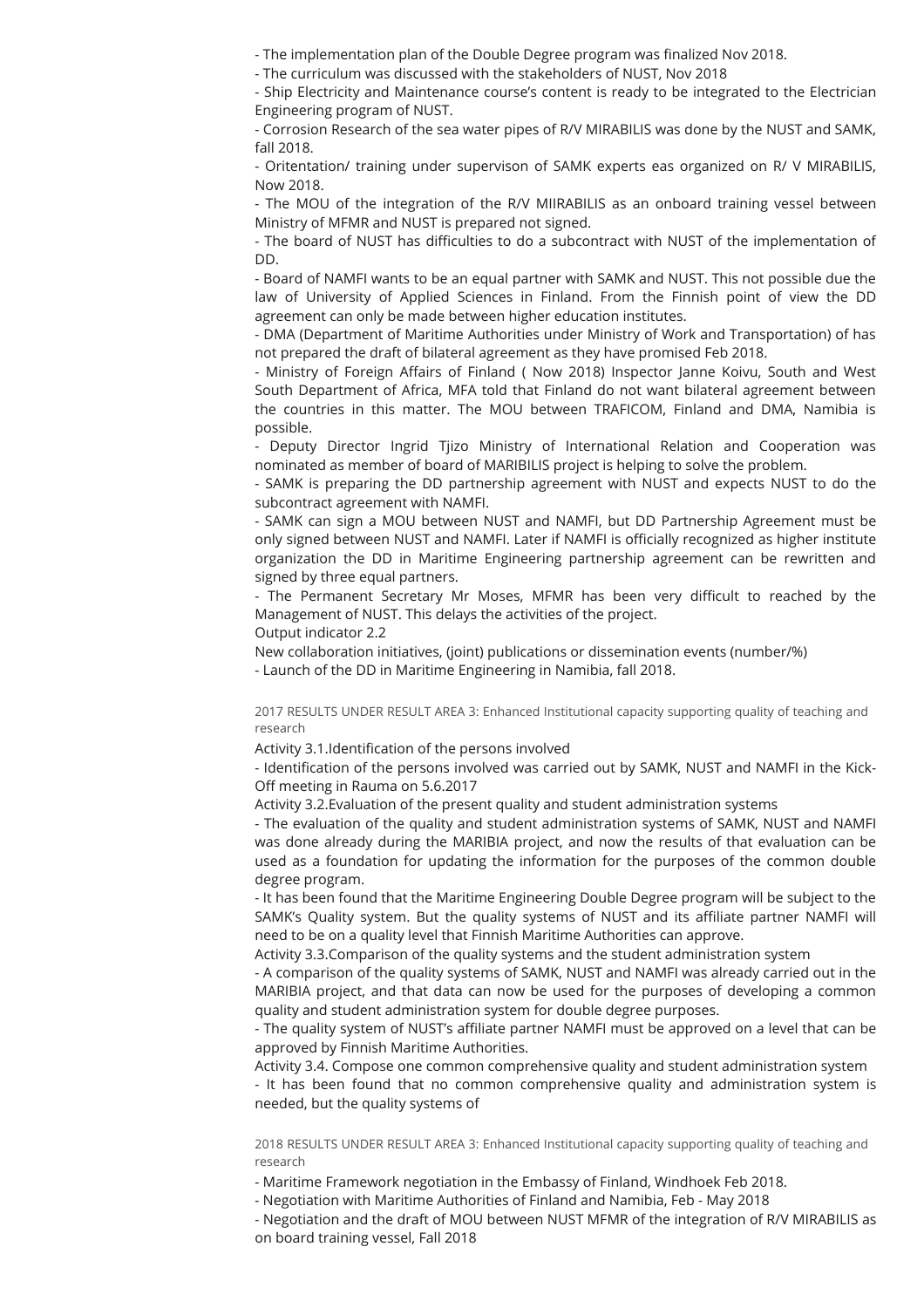- The implementation plan of the Double Degree program was finalized Nov 2018.

- The curriculum was discussed with the stakeholders of NUST, Nov 2018

- Ship Electricity and Maintenance course's content is ready to be integrated to the Electrician Engineering program of NUST.

- Corrosion Research of the sea water pipes of R/V MIRABILIS was done by the NUST and SAMK, fall 2018.

- Oritentation/ training under supervison of SAMK experts eas organized on R/ V MIRABILIS, Now 2018.

- The MOU of the integration of the R/V MIIRABILIS as an onboard training vessel between Ministry of MFMR and NUST is prepared not signed.

- The board of NUST has difficulties to do a subcontract with NUST of the implementation of DD.

- Board of NAMFI wants to be an equal partner with SAMK and NUST. This not possible due the law of University of Applied Sciences in Finland. From the Finnish point of view the DD agreement can only be made between higher education institutes.

- DMA (Department of Maritime Authorities under Ministry of Work and Transportation) of has not prepared the draft of bilateral agreement as they have promised Feb 2018.

- Ministry of Foreign Affairs of Finland ( Now 2018) Inspector Janne Koivu, South and West South Department of Africa, MFA told that Finland do not want bilateral agreement between the countries in this matter. The MOU between TRAFICOM, Finland and DMA, Namibia is possible.

- Deputy Director Ingrid Tjizo Ministry of International Relation and Cooperation was nominated as member of board of MARIBILIS project is helping to solve the problem.

- SAMK is preparing the DD partnership agreement with NUST and expects NUST to do the subcontract agreement with NAMFI.

- SAMK can sign a MOU between NUST and NAMFI, but DD Partnership Agreement must be only signed between NUST and NAMFI. Later if NAMFI is officially recognized as higher institute organization the DD in Maritime Engineering partnership agreement can be rewritten and signed by three equal partners.

- The Permanent Secretary Mr Moses, MFMR has been very difficult to reached by the Management of NUST. This delays the activities of the project.

Output indicator 2.2

New collaboration initiatives, (joint) publications or dissemination events (number/%)

- Launch of the DD in Maritime Engineering in Namibia, fall 2018.

2017 RESULTS UNDER RESULT AREA 3: Enhanced Institutional capacity supporting quality of teaching and research

Activity 3.1.Identification of the persons involved

- Identification of the persons involved was carried out by SAMK, NUST and NAMFI in the Kick-Off meeting in Rauma on 5.6.2017

Activity 3.2.Evaluation of the present quality and student administration systems

- The evaluation of the quality and student administration systems of SAMK, NUST and NAMFI was done already during the MARIBIA project, and now the results of that evaluation can be used as a foundation for updating the information for the purposes of the common double degree program.

- It has been found that the Maritime Engineering Double Degree program will be subject to the SAMK's Quality system. But the quality systems of NUST and its affiliate partner NAMFI will need to be on a quality level that Finnish Maritime Authorities can approve.

Activity 3.3.Comparison of the quality systems and the student administration system

- A comparison of the quality systems of SAMK, NUST and NAMFI was already carried out in the MARIBIA project, and that data can now be used for the purposes of developing a common quality and student administration system for double degree purposes.

- The quality system of NUST's affiliate partner NAMFI must be approved on a level that can be approved by Finnish Maritime Authorities.

Activity 3.4. Compose one common comprehensive quality and student administration system

- It has been found that no common comprehensive quality and administration system is needed, but the quality systems of

2018 RESULTS UNDER RESULT AREA 3: Enhanced Institutional capacity supporting quality of teaching and research

- Maritime Framework negotiation in the Embassy of Finland, Windhoek Feb 2018.

- Negotiation with Maritime Authorities of Finland and Namibia, Feb - May 2018

- Negotiation and the draft of MOU between NUST MFMR of the integration of R/V MIRABILIS as on board training vessel, Fall 2018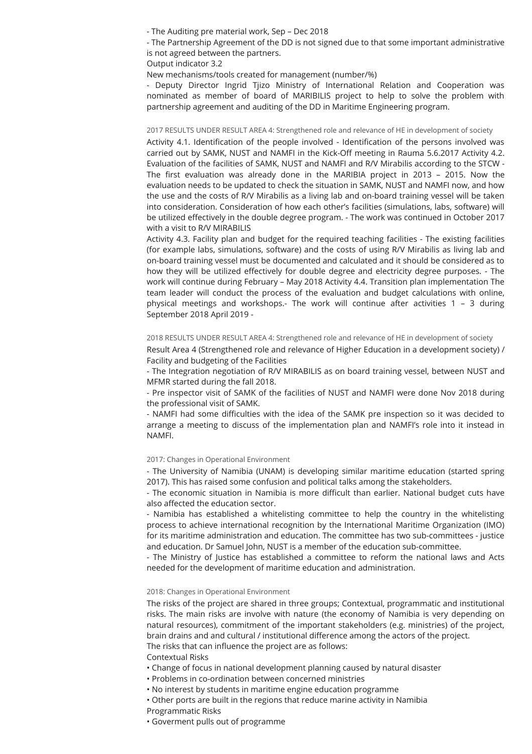- The Auditing pre material work, Sep – Dec 2018

- The Partnership Agreement of the DD is not signed due to that some important administrative is not agreed between the partners.

Output indicator 3.2

New mechanisms/tools created for management (number/%)

- Deputy Director Ingrid Tjizo Ministry of International Relation and Cooperation was nominated as member of board of MARIBILIS project to help to solve the problem with partnership agreement and auditing of the DD in Maritime Engineering program.

2017 RESULTS UNDER RESULT AREA 4: Strengthened role and relevance of HE in development of society

Activity 4.1. Identification of the people involved - Identification of the persons involved was carried out by SAMK, NUST and NAMFI in the Kick-Off meeting in Rauma 5.6.2017 Activity 4.2. Evaluation of the facilities of SAMK, NUST and NAMFI and R/V Mirabilis according to the STCW - The first evaluation was already done in the MARIBIA project in 2013 – 2015. Now the evaluation needs to be updated to check the situation in SAMK, NUST and NAMFI now, and how the use and the costs of R/V Mirabilis as a living lab and on-board training vessel will be taken into consideration. Consideration of how each other's facilities (simulations, labs, software) will be utilized effectively in the double degree program. - The work was continued in October 2017 with a visit to R/V MIRABILIS

Activity 4.3. Facility plan and budget for the required teaching facilities - The existing facilities (for example labs, simulations, software) and the costs of using R/V Mirabilis as living lab and on-board training vessel must be documented and calculated and it should be considered as to how they will be utilized effectively for double degree and electricity degree purposes. - The work will continue during February – May 2018 Activity 4.4. Transition plan implementation The team leader will conduct the process of the evaluation and budget calculations with online, physical meetings and workshops.- The work will continue after activities 1 – 3 during September 2018 April 2019 -

2018 RESULTS UNDER RESULT AREA 4: Strengthened role and relevance of HE in development of society

Result Area 4 (Strengthened role and relevance of Higher Education in a development society) / Facility and budgeting of the Facilities

- The Integration negotiation of R/V MIRABILIS as on board training vessel, between NUST and MFMR started during the fall 2018.

- Pre inspector visit of SAMK of the facilities of NUST and NAMFI were done Nov 2018 during the professional visit of SAMK.

- NAMFI had some difficulties with the idea of the SAMK pre inspection so it was decided to arrange a meeting to discuss of the implementation plan and NAMFI's role into it instead in NAMFI.

2017: Changes in Operational Environment

- The University of Namibia (UNAM) is developing similar maritime education (started spring 2017). This has raised some confusion and political talks among the stakeholders.

- The economic situation in Namibia is more difficult than earlier. National budget cuts have also affected the education sector.

- Namibia has established a whitelisting committee to help the country in the whitelisting process to achieve international recognition by the International Maritime Organization (IMO) for its maritime administration and education. The committee has two sub-committees - justice and education. Dr Samuel John, NUST is a member of the education sub-committee.

- The Ministry of Justice has established a committee to reform the national laws and Acts needed for the development of maritime education and administration.

2018: Changes in Operational Environment

The risks of the project are shared in three groups; Contextual, programmatic and institutional risks. The main risks are involve with nature (the economy of Namibia is very depending on natural resources), commitment of the important stakeholders (e.g. ministries) of the project, brain drains and and cultural / institutional difference among the actors of the project.

The risks that can influence the project are as follows:

Contextual Risks

• Change of focus in national development planning caused by natural disaster

• Problems in co-ordination between concerned ministries

• No interest by students in maritime engine education programme

• Other ports are built in the regions that reduce marine activity in Namibia

Programmatic Risks

• Goverment pulls out of programme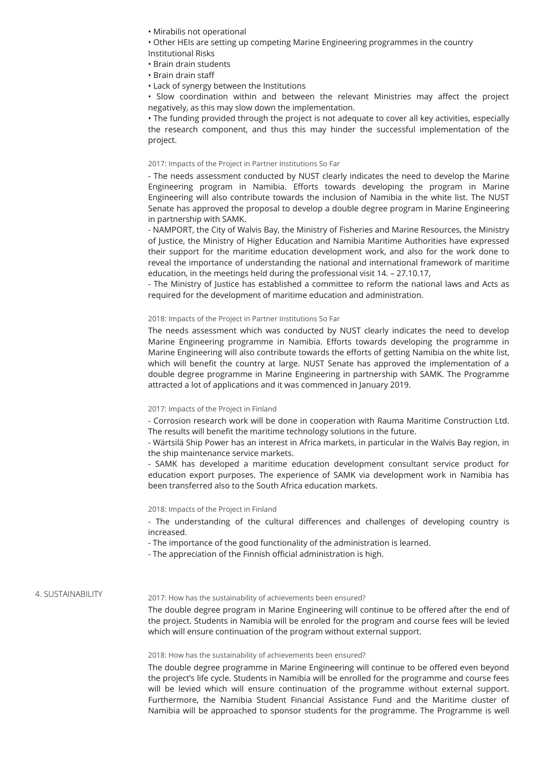- Mirabilis not operational
- Other HEIs are setting up competing Marine Engineering programmes in the country

Institutional Risks

- Brain drain students
- Brain drain staff
- Lack of synergy between the Institutions
- Slow coordination within and between the relevant Ministries may affect the project negatively, as this may slow down the implementation.
- The funding provided through the project is not adequate to cover all key activities, especially the research component, and thus this may hinder the successful implementation of the project.

2017: Impacts of the Project in Partner Institutions So Far

- The needs assessment conducted by NUST clearly indicates the need to develop the Marine Engineering program in Namibia. Efforts towards developing the program in Marine Engineering will also contribute towards the inclusion of Namibia in the white list. The NUST Senate has approved the proposal to develop a double degree program in Marine Engineering in partnership with SAMK.
- NAMPORT, the City of Walvis Bay, the Ministry of Fisheries and Marine Resources, the Ministry of Justice, the Ministry of Higher Education and Namibia Maritime Authorities have expressed their support for the maritime education development work, and also for the work done to reveal the importance of understanding the national and international framework of maritime education, in the meetings held during the professional visit 14. – 27.10.17,
- The Ministry of Justice has established a committee to reform the national laws and Acts as required for the development of maritime education and administration.

2018: Impacts of the Project in Partner Institutions So Far

The needs assessment which was conducted by NUST clearly indicates the need to develop Marine Engineering programme in Namibia. Efforts towards developing the programme in Marine Engineering will also contribute towards the efforts of getting Namibia on the white list, which will benefit the country at large. NUST Senate has approved the implementation of a double degree programme in Marine Engineering in partnership with SAMK. The Programme attracted a lot of applications and it was commenced in January 2019.

2017: Impacts of the Project in Finland

- Corrosion research work will be done in cooperation with Rauma Maritime Construction Ltd. The results will benefit the maritime technology solutions in the future.
- Wärtsilä Ship Power has an interest in Africa markets, in particular in the Walvis Bay region, in the ship maintenance service markets.
- SAMK has developed a maritime education development consultant service product for education export purposes. The experience of SAMK via development work in Namibia has been transferred also to the South Africa education markets.

2018: Impacts of the Project in Finland

- The understanding of the cultural differences and challenges of developing country is increased.
- The importance of the good functionality of the administration is learned.
- The appreciation of the Finnish official administration is high.

## 4. SUSTAINABILITY

2017: How has the sustainability of achievements been ensured?

The double degree program in Marine Engineering will continue to be offered after the end of the project. Students in Namibia will be enroled for the program and course fees will be levied which will ensure continuation of the program without external support.

2018: How has the sustainability of achievements been ensured?

The double degree programme in Marine Engineering will continue to be offered even beyond the project's life cycle. Students in Namibia will be enrolled for the programme and course fees will be levied which will ensure continuation of the programme without external support. Furthermore, the Namibia Student Financial Assistance Fund and the Maritime cluster of Namibia will be approached to sponsor students for the programme. The Programme is well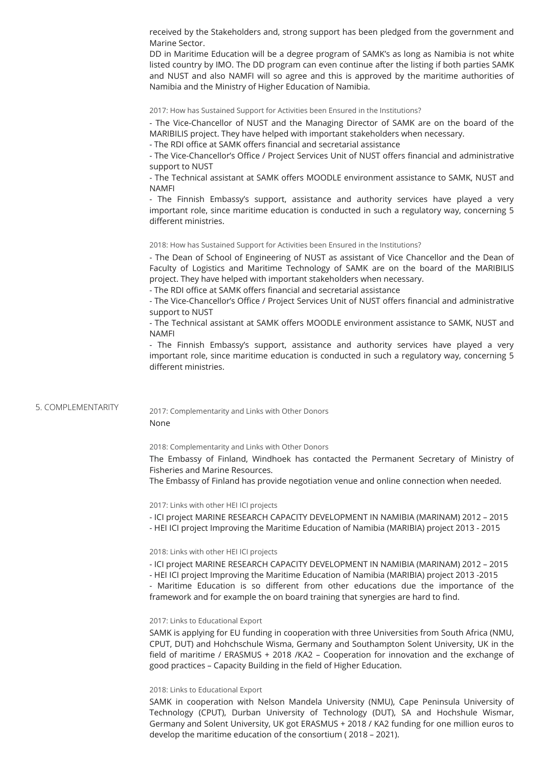received by the Stakeholders and, strong support has been pledged from the government and Marine Sector.

DD in Maritime Education will be a degree program of SAMK's as long as Namibia is not white listed country by IMO. The DD program can even continue after the listing if both parties SAMK and NUST and also NAMFI will so agree and this is approved by the maritime authorities of Namibia and the Ministry of Higher Education of Namibia.

2017: How has Sustained Support for Activities been Ensured in the Institutions?

- The Vice-Chancellor of NUST and the Managing Director of SAMK are on the board of the MARIBILIS project. They have helped with important stakeholders when necessary.
- The RDI office at SAMK offers financial and secretarial assistance
- The Vice-Chancellor's Office / Project Services Unit of NUST offers financial and administrative support to NUST
- The Technical assistant at SAMK offers MOODLE environment assistance to SAMK, NUST and NAMFI
- The Finnish Embassy's support, assistance and authority services have played a very important role, since maritime education is conducted in such a regulatory way, concerning 5 different ministries.

2018: How has Sustained Support for Activities been Ensured in the Institutions?

- The Dean of School of Engineering of NUST as assistant of Vice Chancellor and the Dean of Faculty of Logistics and Maritime Technology of SAMK are on the board of the MARIBILIS project. They have helped with important stakeholders when necessary.
- The RDI office at SAMK offers financial and secretarial assistance
- The Vice-Chancellor's Office / Project Services Unit of NUST offers financial and administrative support to NUST
- The Technical assistant at SAMK offers MOODLE environment assistance to SAMK, NUST and NAMFI
- The Finnish Embassy's support, assistance and authority services have played a very important role, since maritime education is conducted in such a regulatory way, concerning 5 different ministries.

## 5. COMPLEMENTARITY

2017: Complementarity and Links with Other Donors

None

2018: Complementarity and Links with Other Donors

The Embassy of Finland, Windhoek has contacted the Permanent Secretary of Ministry of Fisheries and Marine Resources.

The Embassy of Finland has provide negotiation venue and online connection when needed.

2017: Links with other HEI ICI projects

- ICI project MARINE RESEARCH CAPACITY DEVELOPMENT IN NAMIBIA (MARINAM) 2012 – 2015
- HEI ICI project Improving the Maritime Education of Namibia (MARIBIA) project 2013 - 2015

2018: Links with other HEI ICI projects

- ICI project MARINE RESEARCH CAPACITY DEVELOPMENT IN NAMIBIA (MARINAM) 2012 – 2015
- HEI ICI project Improving the Maritime Education of Namibia (MARIBIA) project 2013 -2015
- Maritime Education is so different from other educations due the importance of the framework and for example the on board training that synergies are hard to find.

2017: Links to Educational Export

SAMK is applying for EU funding in cooperation with three Universities from South Africa (NMU, CPUT, DUT) and Hohchschule Wisma, Germany and Southampton Solent University, UK in the field of maritime / ERASMUS + 2018 /KA2 – Cooperation for innovation and the exchange of good practices – Capacity Building in the field of Higher Education.

2018: Links to Educational Export

SAMK in cooperation with Nelson Mandela University (NMU), Cape Peninsula University of Technology (CPUT), Durban University of Technology (DUT), SA and Hochshule Wismar, Germany and Solent University, UK got ERASMUS + 2018 / KA2 funding for one million euros to develop the maritime education of the consortium ( 2018 – 2021).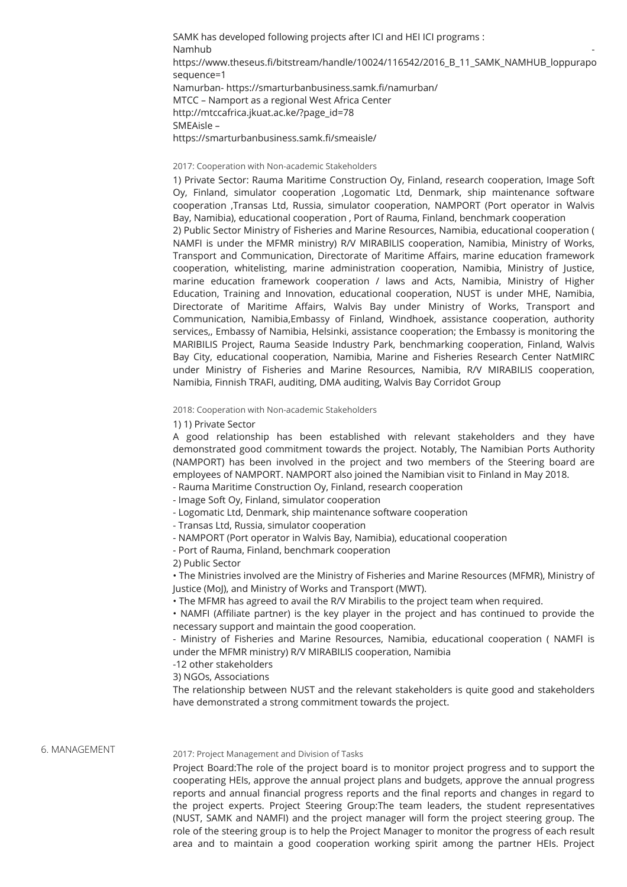SAMK has developed following projects after ICI and HEI ICI programs :
Namhub -
https://www.theseus.fi/bitstream/handle/10024/116542/2016_B_11_SAMK_NAMHUB_loppurapo
sequence=1
Namurban- https://smarturbanbusiness.samk.fi/namurban/
MTCC – Namport as a regional West Africa Center
http://mtccafrica.jkuat.ac.ke/?page_id=78
SMEAisle –
https://smarturbanbusiness.samk.fi/smeaisle/

2017: Cooperation with Non-academic Stakeholders

1) Private Sector: Rauma Maritime Construction Oy, Finland, research cooperation, Image Soft Oy, Finland, simulator cooperation ,Logomatic Ltd, Denmark, ship maintenance software cooperation ,Transas Ltd, Russia, simulator cooperation, NAMPORT (Port operator in Walvis Bay, Namibia), educational cooperation , Port of Rauma, Finland, benchmark cooperation
2) Public Sector Ministry of Fisheries and Marine Resources, Namibia, educational cooperation ( NAMFI is under the MFMR ministry) R/V MIRABILIS cooperation, Namibia, Ministry of Works, Transport and Communication, Directorate of Maritime Affairs, marine education framework cooperation, whitelisting, marine administration cooperation, Namibia, Ministry of Justice, marine education framework cooperation / laws and Acts, Namibia, Ministry of Higher Education, Training and Innovation, educational cooperation, NUST is under MHE, Namibia, Directorate of Maritime Affairs, Walvis Bay under Ministry of Works, Transport and Communication, Namibia,Embassy of Finland, Windhoek, assistance cooperation, authority services,, Embassy of Namibia, Helsinki, assistance cooperation; the Embassy is monitoring the MARIBILIS Project, Rauma Seaside Industry Park, benchmarking cooperation, Finland, Walvis Bay City, educational cooperation, Namibia, Marine and Fisheries Research Center NatMIRC under Ministry of Fisheries and Marine Resources, Namibia, R/V MIRABILIS cooperation, Namibia, Finnish TRAFI, auditing, DMA auditing, Walvis Bay Corridot Group

2018: Cooperation with Non-academic Stakeholders

1) 1) Private Sector
A good relationship has been established with relevant stakeholders and they have demonstrated good commitment towards the project. Notably, The Namibian Ports Authority (NAMPORT) has been involved in the project and two members of the Steering board are employees of NAMPORT. NAMPORT also joined the Namibian visit to Finland in May 2018.
- Rauma Maritime Construction Oy, Finland, research cooperation
- Image Soft Oy, Finland, simulator cooperation
- Logomatic Ltd, Denmark, ship maintenance software cooperation
- Transas Ltd, Russia, simulator cooperation
- NAMPORT (Port operator in Walvis Bay, Namibia), educational cooperation
- Port of Rauma, Finland, benchmark cooperation
2) Public Sector
• The Ministries involved are the Ministry of Fisheries and Marine Resources (MFMR), Ministry of Justice (MoJ), and Ministry of Works and Transport (MWT).
• The MFMR has agreed to avail the R/V Mirabilis to the project team when required.
• NAMFI (Affiliate partner) is the key player in the project and has continued to provide the necessary support and maintain the good cooperation.
- Ministry of Fisheries and Marine Resources, Namibia, educational cooperation ( NAMFI is under the MFMR ministry) R/V MIRABILIS cooperation, Namibia
-12 other stakeholders
3) NGOs, Associations
The relationship between NUST and the relevant stakeholders is quite good and stakeholders have demonstrated a strong commitment towards the project.

## 6. MANAGEMENT

2017: Project Management and Division of Tasks

Project Board:The role of the project board is to monitor project progress and to support the cooperating HEIs, approve the annual project plans and budgets, approve the annual progress reports and annual financial progress reports and the final reports and changes in regard to the project experts. Project Steering Group:The team leaders, the student representatives (NUST, SAMK and NAMFI) and the project manager will form the project steering group. The role of the steering group is to help the Project Manager to monitor the progress of each result area and to maintain a good cooperation working spirit among the partner HEIs. Project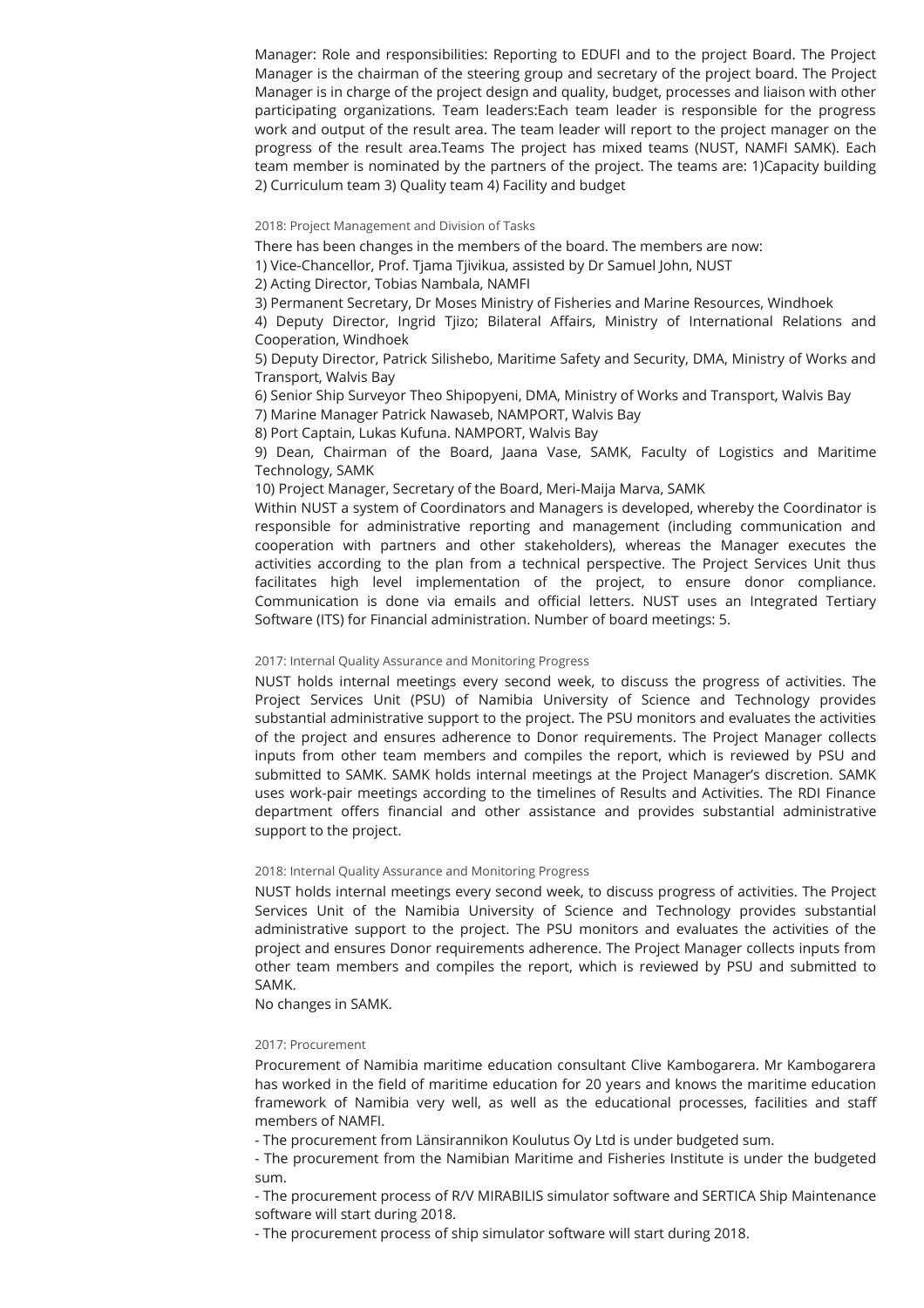Manager: Role and responsibilities: Reporting to EDUFI and to the project Board. The Project Manager is the chairman of the steering group and secretary of the project board. The Project Manager is in charge of the project design and quality, budget, processes and liaison with other participating organizations. Team leaders:Each team leader is responsible for the progress work and output of the result area. The team leader will report to the project manager on the progress of the result area.Teams The project has mixed teams (NUST, NAMFI SAMK). Each team member is nominated by the partners of the project. The teams are: 1)Capacity building 2) Curriculum team 3) Quality team 4) Facility and budget

#### 2018: Project Management and Division of Tasks

There has been changes in the members of the board. The members are now:
1) Vice-Chancellor, Prof. Tjama Tjivikua, assisted by Dr Samuel John, NUST
2) Acting Director, Tobias Nambala, NAMFI
3) Permanent Secretary, Dr Moses Ministry of Fisheries and Marine Resources, Windhoek
4) Deputy Director, Ingrid Tjizo; Bilateral Affairs, Ministry of International Relations and Cooperation, Windhoek
5) Deputy Director, Patrick Silishebo, Maritime Safety and Security, DMA, Ministry of Works and Transport, Walvis Bay
6) Senior Ship Surveyor Theo Shipopyeni, DMA, Ministry of Works and Transport, Walvis Bay
7) Marine Manager Patrick Nawaseb, NAMPORT, Walvis Bay
8) Port Captain, Lukas Kufuna. NAMPORT, Walvis Bay
9) Dean, Chairman of the Board, Jaana Vase, SAMK, Faculty of Logistics and Maritime Technology, SAMK
10) Project Manager, Secretary of the Board, Meri-Maija Marva, SAMK
Within NUST a system of Coordinators and Managers is developed, whereby the Coordinator is responsible for administrative reporting and management (including communication and cooperation with partners and other stakeholders), whereas the Manager executes the activities according to the plan from a technical perspective. The Project Services Unit thus facilitates high level implementation of the project, to ensure donor compliance. Communication is done via emails and official letters. NUST uses an Integrated Tertiary Software (ITS) for Financial administration. Number of board meetings: 5.

#### 2017: Internal Quality Assurance and Monitoring Progress

NUST holds internal meetings every second week, to discuss the progress of activities. The Project Services Unit (PSU) of Namibia University of Science and Technology provides substantial administrative support to the project. The PSU monitors and evaluates the activities of the project and ensures adherence to Donor requirements. The Project Manager collects inputs from other team members and compiles the report, which is reviewed by PSU and submitted to SAMK. SAMK holds internal meetings at the Project Manager's discretion. SAMK uses work-pair meetings according to the timelines of Results and Activities. The RDI Finance department offers financial and other assistance and provides substantial administrative support to the project.

#### 2018: Internal Quality Assurance and Monitoring Progress

NUST holds internal meetings every second week, to discuss progress of activities. The Project Services Unit of the Namibia University of Science and Technology provides substantial administrative support to the project. The PSU monitors and evaluates the activities of the project and ensures Donor requirements adherence. The Project Manager collects inputs from other team members and compiles the report, which is reviewed by PSU and submitted to SAMK.
No changes in SAMK.

#### 2017: Procurement

Procurement of Namibia maritime education consultant Clive Kambogarera. Mr Kambogarera has worked in the field of maritime education for 20 years and knows the maritime education framework of Namibia very well, as well as the educational processes, facilities and staff members of NAMFI.
- The procurement from Länsirannikon Koulutus Oy Ltd is under budgeted sum.
- The procurement from the Namibian Maritime and Fisheries Institute is under the budgeted sum.
- The procurement process of R/V MIRABILIS simulator software and SERTICA Ship Maintenance software will start during 2018.
- The procurement process of ship simulator software will start during 2018.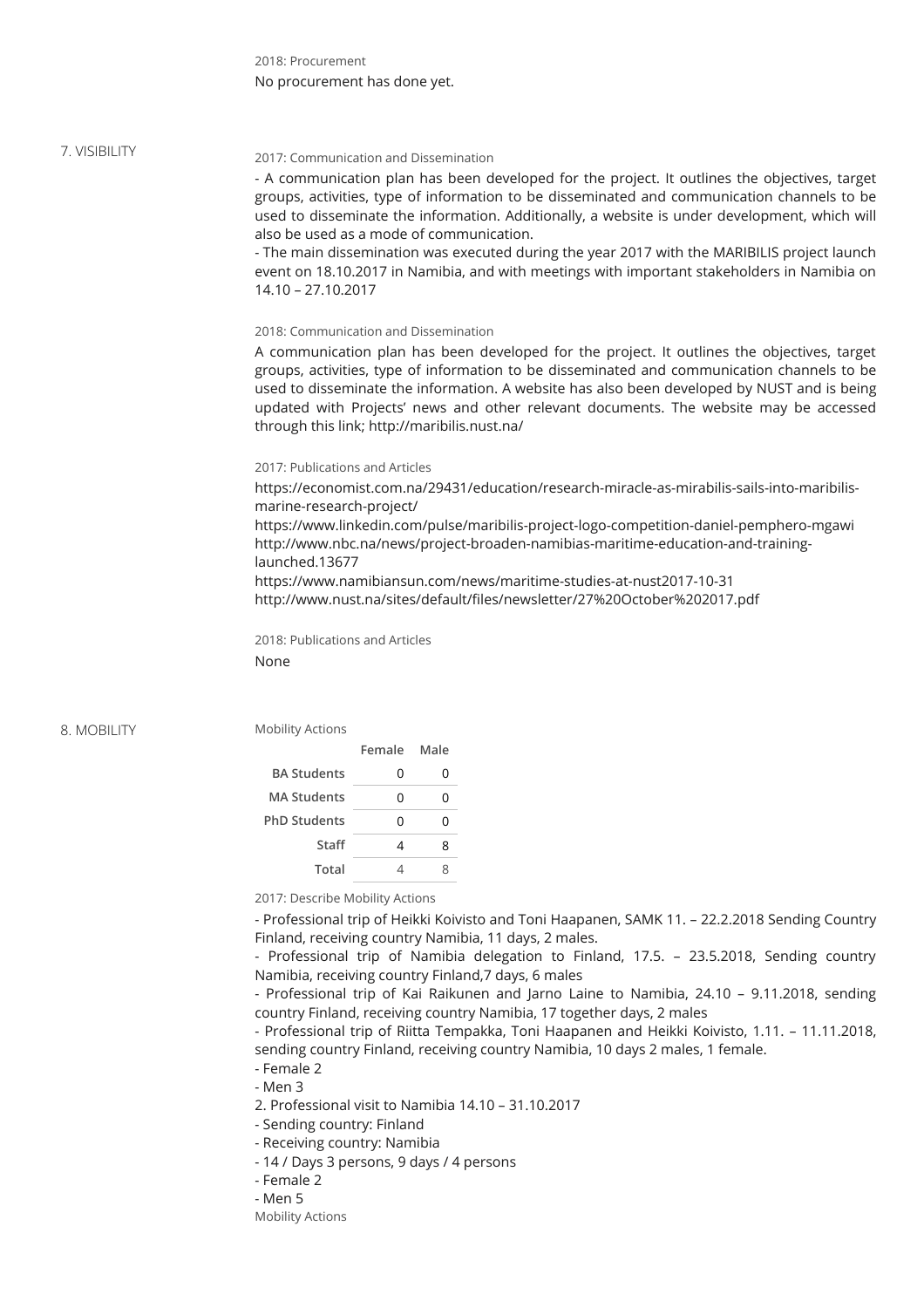2018: Procurement

No procurement has done yet.

## 7. VISIBILITY

2017: Communication and Dissemination

- A communication plan has been developed for the project. It outlines the objectives, target groups, activities, type of information to be disseminated and communication channels to be used to disseminate the information. Additionally, a website is under development, which will also be used as a mode of communication.
- The main dissemination was executed during the year 2017 with the MARIBILIS project launch event on 18.10.2017 in Namibia, and with meetings with important stakeholders in Namibia on 14.10 – 27.10.2017

2018: Communication and Dissemination

A communication plan has been developed for the project. It outlines the objectives, target groups, activities, type of information to be disseminated and communication channels to be used to disseminate the information. A website has also been developed by NUST and is being updated with Projects' news and other relevant documents. The website may be accessed through this link; http://maribilis.nust.na/

2017: Publications and Articles

https://economist.com.na/29431/education/research-miracle-as-mirabilis-sails-into-maribilis-marine-research-project/
https://www.linkedin.com/pulse/maribilis-project-logo-competition-daniel-pemphero-mgawi
http://www.nbc.na/news/project-broaden-namibias-maritime-education-and-training-launched.13677
https://www.namibiansun.com/news/maritime-studies-at-nust2017-10-31
http://www.nust.na/sites/default/files/newsletter/27%20October%202017.pdf

2018: Publications and Articles

None

## 8. MOBILITY

Mobility Actions

| | Female | Male |
|---|---|---|
| BA Students | 0 | 0 |
| MA Students | 0 | 0 |
| PhD Students | 0 | 0 |
| Staff | 4 | 8 |
| Total | 4 | 8 |

2017: Describe Mobility Actions

- Professional trip of Heikki Koivisto and Toni Haapanen, SAMK 11. – 22.2.2018 Sending Country Finland, receiving country Namibia, 11 days, 2 males.
- Professional trip of Namibia delegation to Finland, 17.5. – 23.5.2018, Sending country Namibia, receiving country Finland,7 days, 6 males
- Professional trip of Kai Raikunen and Jarno Laine to Namibia, 24.10 – 9.11.2018, sending country Finland, receiving country Namibia, 17 together days, 2 males
- Professional trip of Riitta Tempakka, Toni Haapanen and Heikki Koivisto, 1.11. – 11.11.2018, sending country Finland, receiving country Namibia, 10 days 2 males, 1 female.
- Female 2
- Men 3

2. Professional visit to Namibia 14.10 – 31.10.2017

- Sending country: Finland
- Receiving country: Namibia
- 14 / Days 3 persons, 9 days / 4 persons
- Female 2
- Men 5

Mobility Actions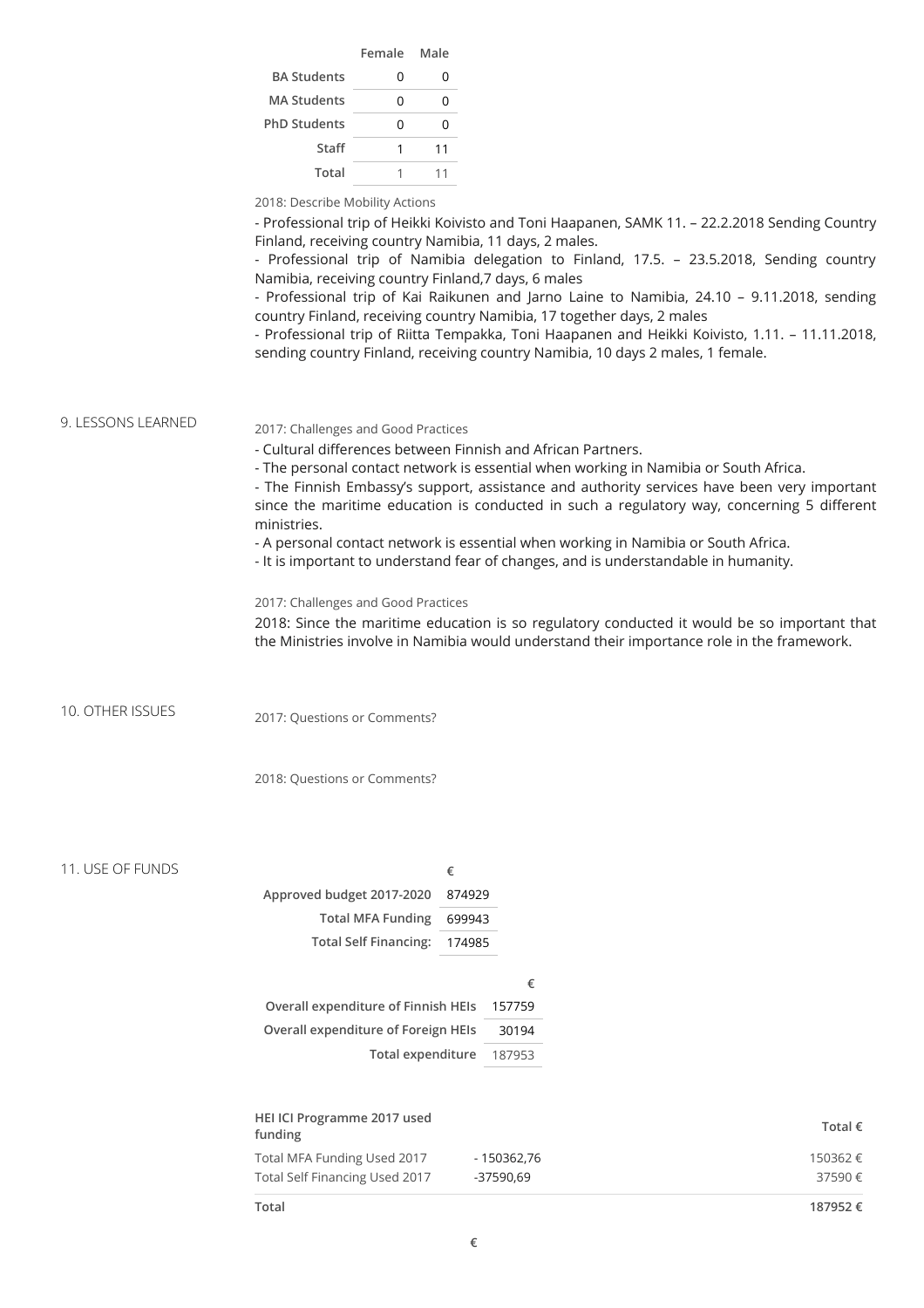| | Female | Male |
|---|---|---|
| BA Students | 0 | 0 |
| MA Students | 0 | 0 |
| PhD Students | 0 | 0 |
| Staff | 1 | 11 |
| Total | 1 | 11 |

2018: Describe Mobility Actions

- Professional trip of Heikki Koivisto and Toni Haapanen, SAMK 11. – 22.2.2018 Sending Country Finland, receiving country Namibia, 11 days, 2 males.
- Professional trip of Namibia delegation to Finland, 17.5. – 23.5.2018, Sending country Namibia, receiving country Finland,7 days, 6 males
- Professional trip of Kai Raikunen and Jarno Laine to Namibia, 24.10 – 9.11.2018, sending country Finland, receiving country Namibia, 17 together days, 2 males
- Professional trip of Riitta Tempakka, Toni Haapanen and Heikki Koivisto, 1.11. – 11.11.2018, sending country Finland, receiving country Namibia, 10 days 2 males, 1 female.

## 9. LESSONS LEARNED

2017: Challenges and Good Practices

- Cultural differences between Finnish and African Partners.
- The personal contact network is essential when working in Namibia or South Africa.
- The Finnish Embassy's support, assistance and authority services have been very important since the maritime education is conducted in such a regulatory way, concerning 5 different ministries.
- A personal contact network is essential when working in Namibia or South Africa.
- It is important to understand fear of changes, and is understandable in humanity.

2017: Challenges and Good Practices

2018: Since the maritime education is so regulatory conducted it would be so important that the Ministries involve in Namibia would understand their importance role in the framework.

## 10. OTHER ISSUES

2017: Questions or Comments?

2018: Questions or Comments?

## 11. USE OF FUNDS

| | € |
|---|---|
| Approved budget 2017-2020 | 874929 |
| Total MFA Funding | 699943 |
| Total Self Financing: | 174985 |

| | € |
|---|---|
| Overall expenditure of Finnish HEIs | 157759 |
| Overall expenditure of Foreign HEIs | 30194 |
| Total expenditure | 187953 |

| HEI ICI Programme 2017 used funding | | Total € |
|---|---|---|
| Total MFA Funding Used 2017 | - 150362,76 | 150362 € |
| Total Self Financing Used 2017 | -37590,69 | 37590 € |
| **Total** | | **187952 €** |

€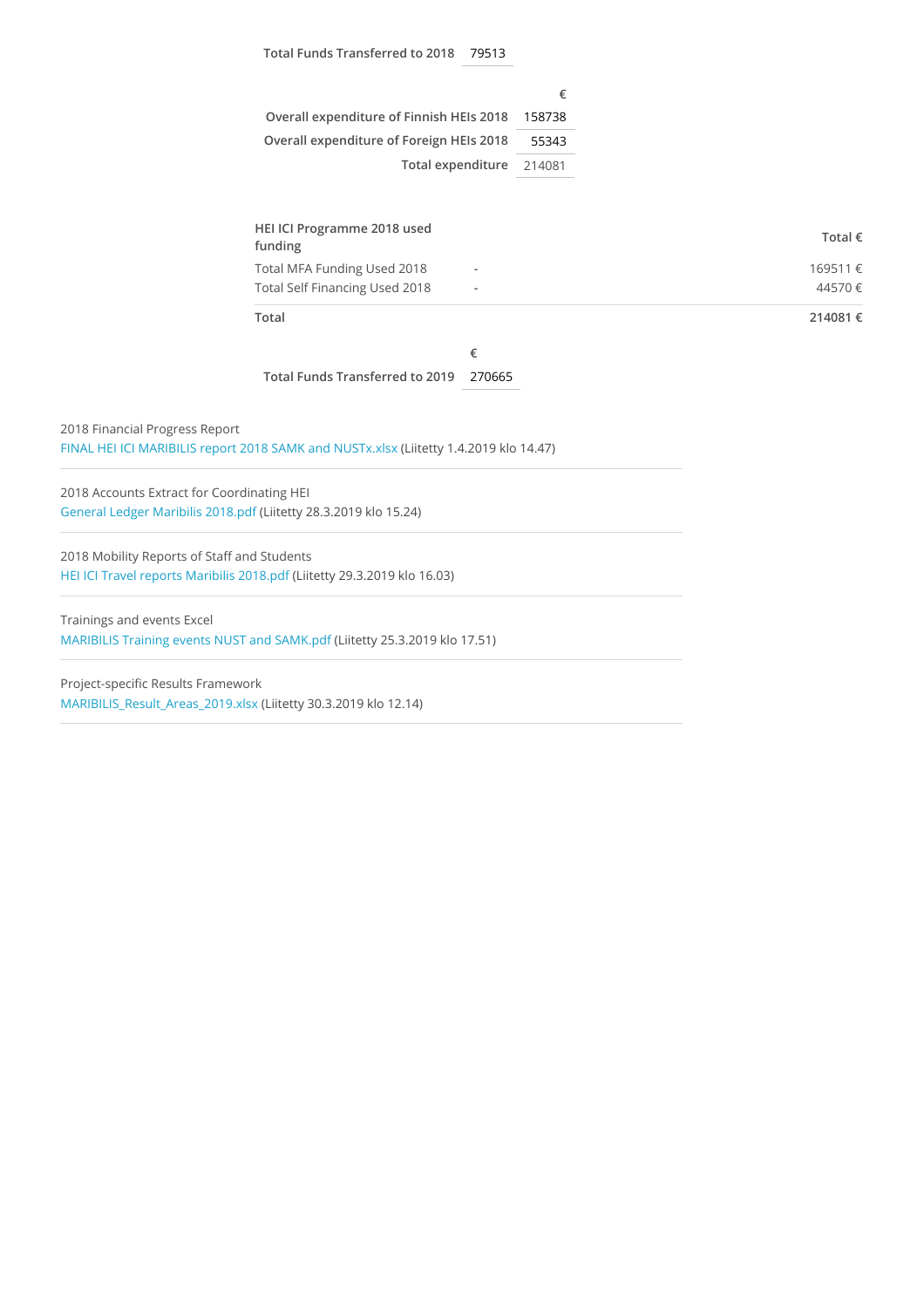| | |
|---|---|
| Total Funds Transferred to 2018 | 79513 |

| | € |
|---|---|
| Overall expenditure of Finnish HEIs 2018 | 158738 |
| Overall expenditure of Foreign HEIs 2018 | 55343 |
| Total expenditure | 214081 |

| HEI ICI Programme 2018 used funding | | Total € |
|---|---|---|
| Total MFA Funding Used 2018 | - | 169511 € |
| Total Self Financing Used 2018 | - | 44570 € |
| **Total** | | **214081 €** |

| | € |
|---|---|
| Total Funds Transferred to 2019 | 270665 |

2018 Financial Progress Report
FINAL HEI ICI MARIBILIS report 2018 SAMK and NUSTx.xlsx (Liitetty 1.4.2019 klo 14.47)

2018 Accounts Extract for Coordinating HEI
General Ledger Maribilis 2018.pdf (Liitetty 28.3.2019 klo 15.24)

2018 Mobility Reports of Staff and Students
HEI ICI Travel reports Maribilis 2018.pdf (Liitetty 29.3.2019 klo 16.03)

Trainings and events Excel
MARIBILIS Training events NUST and SAMK.pdf (Liitetty 25.3.2019 klo 17.51)

Project-specific Results Framework
MARIBILIS_Result_Areas_2019.xlsx (Liitetty 30.3.2019 klo 12.14)